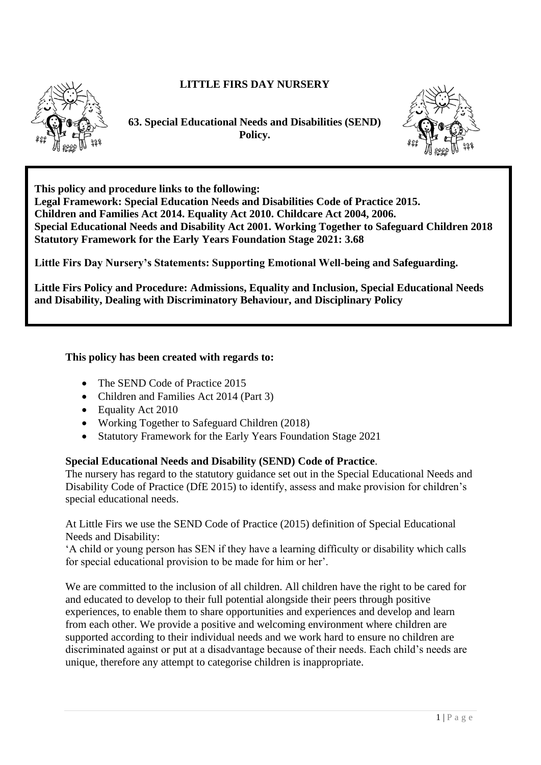# LITTLE FIRS DAY NURSERY

## 63. Special Educational Needs and Disabilities (SEND) Policy.

**This policy and procedure links to the following:**
**Legal Framework: Special Education Needs and Disabilities Code of Practice 2015.**
**Children and Families Act 2014. Equality Act 2010. Childcare Act 2004, 2006.**
**Special Educational Needs and Disability Act 2001. Working Together to Safeguard Children 2018**
**Statutory Framework for the Early Years Foundation Stage 2021: 3.68**

**Little Firs Day Nursery's Statements: Supporting Emotional Well-being and Safeguarding.**

**Little Firs Policy and Procedure: Admissions, Equality and Inclusion, Special Educational Needs and Disability, Dealing with Discriminatory Behaviour, and Disciplinary Policy**

**This policy has been created with regards to:**

- The SEND Code of Practice 2015
- Children and Families Act 2014 (Part 3)
- Equality Act 2010
- Working Together to Safeguard Children (2018)
- Statutory Framework for the Early Years Foundation Stage 2021

**Special Educational Needs and Disability (SEND) Code of Practice**.
The nursery has regard to the statutory guidance set out in the Special Educational Needs and Disability Code of Practice (DfE 2015) to identify, assess and make provision for children's special educational needs.

At Little Firs we use the SEND Code of Practice (2015) definition of Special Educational Needs and Disability:
'A child or young person has SEN if they have a learning difficulty or disability which calls for special educational provision to be made for him or her'.

We are committed to the inclusion of all children. All children have the right to be cared for and educated to develop to their full potential alongside their peers through positive experiences, to enable them to share opportunities and experiences and develop and learn from each other. We provide a positive and welcoming environment where children are supported according to their individual needs and we work hard to ensure no children are discriminated against or put at a disadvantage because of their needs. Each child's needs are unique, therefore any attempt to categorise children is inappropriate.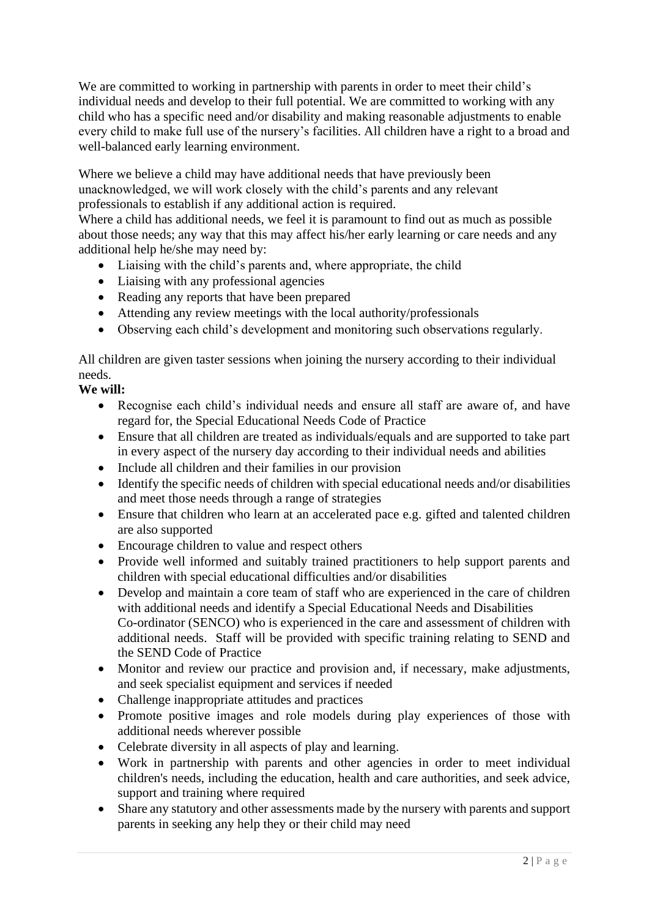We are committed to working in partnership with parents in order to meet their child's individual needs and develop to their full potential. We are committed to working with any child who has a specific need and/or disability and making reasonable adjustments to enable every child to make full use of the nursery's facilities. All children have a right to a broad and well-balanced early learning environment.

Where we believe a child may have additional needs that have previously been unacknowledged, we will work closely with the child's parents and any relevant professionals to establish if any additional action is required.
Where a child has additional needs, we feel it is paramount to find out as much as possible about those needs; any way that this may affect his/her early learning or care needs and any additional help he/she may need by:

- Liaising with the child's parents and, where appropriate, the child
- Liaising with any professional agencies
- Reading any reports that have been prepared
- Attending any review meetings with the local authority/professionals
- Observing each child's development and monitoring such observations regularly.

All children are given taster sessions when joining the nursery according to their individual needs.

**We will:**

- Recognise each child's individual needs and ensure all staff are aware of, and have regard for, the Special Educational Needs Code of Practice
- Ensure that all children are treated as individuals/equals and are supported to take part in every aspect of the nursery day according to their individual needs and abilities
- Include all children and their families in our provision
- Identify the specific needs of children with special educational needs and/or disabilities and meet those needs through a range of strategies
- Ensure that children who learn at an accelerated pace e.g. gifted and talented children are also supported
- Encourage children to value and respect others
- Provide well informed and suitably trained practitioners to help support parents and children with special educational difficulties and/or disabilities
- Develop and maintain a core team of staff who are experienced in the care of children with additional needs and identify a Special Educational Needs and Disabilities Co-ordinator (SENCO) who is experienced in the care and assessment of children with additional needs. Staff will be provided with specific training relating to SEND and the SEND Code of Practice
- Monitor and review our practice and provision and, if necessary, make adjustments, and seek specialist equipment and services if needed
- Challenge inappropriate attitudes and practices
- Promote positive images and role models during play experiences of those with additional needs wherever possible
- Celebrate diversity in all aspects of play and learning.
- Work in partnership with parents and other agencies in order to meet individual children's needs, including the education, health and care authorities, and seek advice, support and training where required
- Share any statutory and other assessments made by the nursery with parents and support parents in seeking any help they or their child may need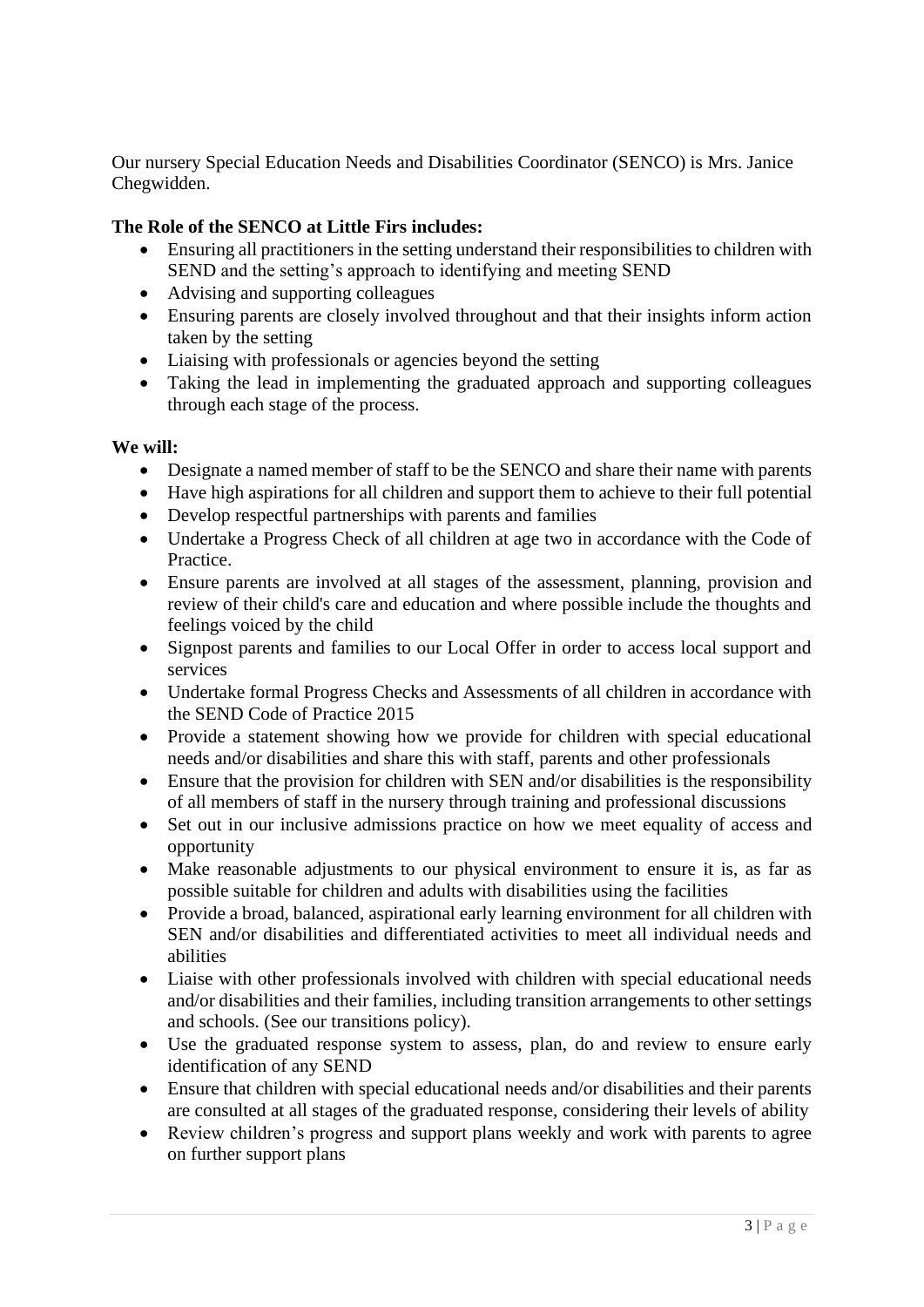Our nursery Special Education Needs and Disabilities Coordinator (SENCO) is Mrs. Janice Chegwidden.

**The Role of the SENCO at Little Firs includes:**

- Ensuring all practitioners in the setting understand their responsibilities to children with SEND and the setting's approach to identifying and meeting SEND
- Advising and supporting colleagues
- Ensuring parents are closely involved throughout and that their insights inform action taken by the setting
- Liaising with professionals or agencies beyond the setting
- Taking the lead in implementing the graduated approach and supporting colleagues through each stage of the process.

**We will:**

- Designate a named member of staff to be the SENCO and share their name with parents
- Have high aspirations for all children and support them to achieve to their full potential
- Develop respectful partnerships with parents and families
- Undertake a Progress Check of all children at age two in accordance with the Code of Practice.
- Ensure parents are involved at all stages of the assessment, planning, provision and review of their child's care and education and where possible include the thoughts and feelings voiced by the child
- Signpost parents and families to our Local Offer in order to access local support and services
- Undertake formal Progress Checks and Assessments of all children in accordance with the SEND Code of Practice 2015
- Provide a statement showing how we provide for children with special educational needs and/or disabilities and share this with staff, parents and other professionals
- Ensure that the provision for children with SEN and/or disabilities is the responsibility of all members of staff in the nursery through training and professional discussions
- Set out in our inclusive admissions practice on how we meet equality of access and opportunity
- Make reasonable adjustments to our physical environment to ensure it is, as far as possible suitable for children and adults with disabilities using the facilities
- Provide a broad, balanced, aspirational early learning environment for all children with SEN and/or disabilities and differentiated activities to meet all individual needs and abilities
- Liaise with other professionals involved with children with special educational needs and/or disabilities and their families, including transition arrangements to other settings and schools. (See our transitions policy).
- Use the graduated response system to assess, plan, do and review to ensure early identification of any SEND
- Ensure that children with special educational needs and/or disabilities and their parents are consulted at all stages of the graduated response, considering their levels of ability
- Review children's progress and support plans weekly and work with parents to agree on further support plans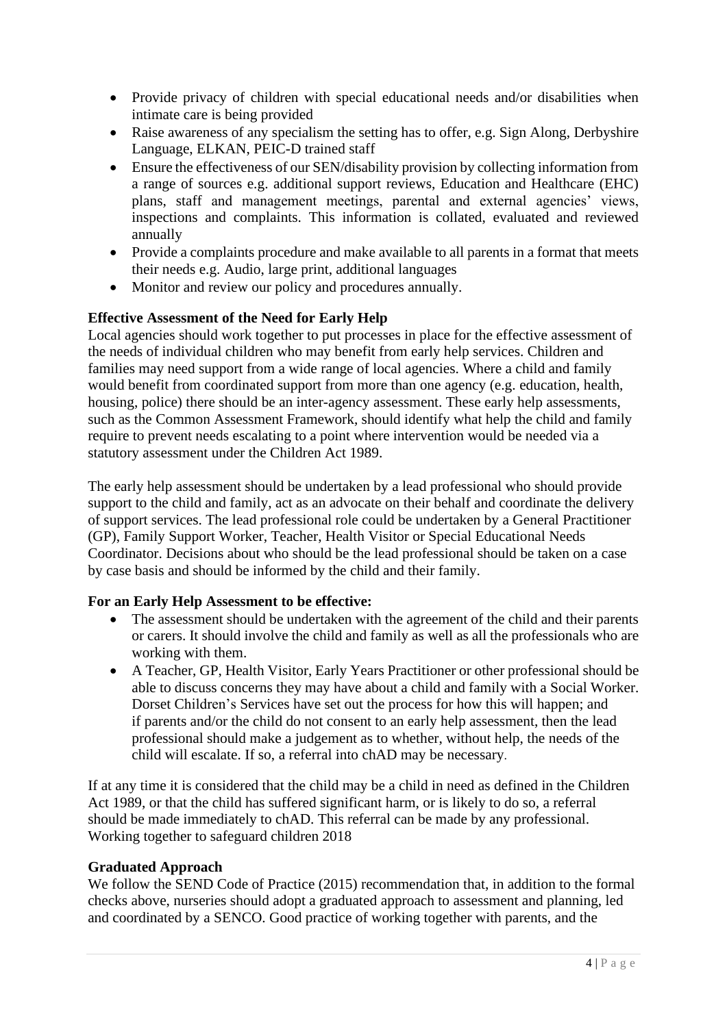- Provide privacy of children with special educational needs and/or disabilities when intimate care is being provided
- Raise awareness of any specialism the setting has to offer, e.g. Sign Along, Derbyshire Language, ELKAN, PEIC-D trained staff
- Ensure the effectiveness of our SEN/disability provision by collecting information from a range of sources e.g. additional support reviews, Education and Healthcare (EHC) plans, staff and management meetings, parental and external agencies' views, inspections and complaints. This information is collated, evaluated and reviewed annually
- Provide a complaints procedure and make available to all parents in a format that meets their needs e.g. Audio, large print, additional languages
- Monitor and review our policy and procedures annually.

**Effective Assessment of the Need for Early Help**

Local agencies should work together to put processes in place for the effective assessment of the needs of individual children who may benefit from early help services. Children and families may need support from a wide range of local agencies. Where a child and family would benefit from coordinated support from more than one agency (e.g. education, health, housing, police) there should be an inter-agency assessment. These early help assessments, such as the Common Assessment Framework, should identify what help the child and family require to prevent needs escalating to a point where intervention would be needed via a statutory assessment under the Children Act 1989.

The early help assessment should be undertaken by a lead professional who should provide support to the child and family, act as an advocate on their behalf and coordinate the delivery of support services. The lead professional role could be undertaken by a General Practitioner (GP), Family Support Worker, Teacher, Health Visitor or Special Educational Needs Coordinator. Decisions about who should be the lead professional should be taken on a case by case basis and should be informed by the child and their family.

**For an Early Help Assessment to be effective:**

- The assessment should be undertaken with the agreement of the child and their parents or carers. It should involve the child and family as well as all the professionals who are working with them.
- A Teacher, GP, Health Visitor, Early Years Practitioner or other professional should be able to discuss concerns they may have about a child and family with a Social Worker. Dorset Children's Services have set out the process for how this will happen; and if parents and/or the child do not consent to an early help assessment, then the lead professional should make a judgement as to whether, without help, the needs of the child will escalate. If so, a referral into chAD may be necessary.

If at any time it is considered that the child may be a child in need as defined in the Children Act 1989, or that the child has suffered significant harm, or is likely to do so, a referral should be made immediately to chAD. This referral can be made by any professional. Working together to safeguard children 2018

**Graduated Approach**

We follow the SEND Code of Practice (2015) recommendation that, in addition to the formal checks above, nurseries should adopt a graduated approach to assessment and planning, led and coordinated by a SENCO. Good practice of working together with parents, and the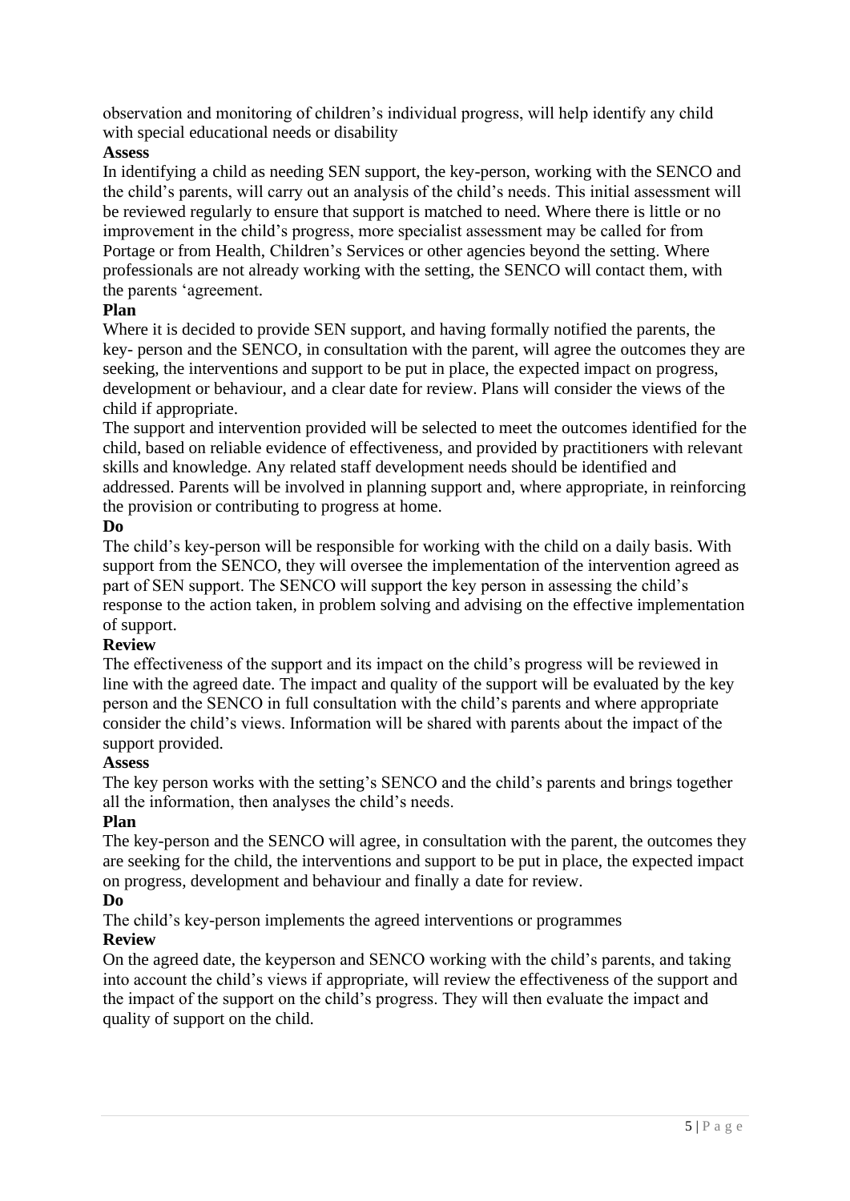observation and monitoring of children's individual progress, will help identify any child with special educational needs or disability

**Assess**

In identifying a child as needing SEN support, the key-person, working with the SENCO and the child's parents, will carry out an analysis of the child's needs. This initial assessment will be reviewed regularly to ensure that support is matched to need. Where there is little or no improvement in the child's progress, more specialist assessment may be called for from Portage or from Health, Children's Services or other agencies beyond the setting. Where professionals are not already working with the setting, the SENCO will contact them, with the parents 'agreement.

**Plan**

Where it is decided to provide SEN support, and having formally notified the parents, the key- person and the SENCO, in consultation with the parent, will agree the outcomes they are seeking, the interventions and support to be put in place, the expected impact on progress, development or behaviour, and a clear date for review. Plans will consider the views of the child if appropriate.

The support and intervention provided will be selected to meet the outcomes identified for the child, based on reliable evidence of effectiveness, and provided by practitioners with relevant skills and knowledge. Any related staff development needs should be identified and addressed. Parents will be involved in planning support and, where appropriate, in reinforcing the provision or contributing to progress at home.

**Do**

The child's key-person will be responsible for working with the child on a daily basis. With support from the SENCO, they will oversee the implementation of the intervention agreed as part of SEN support. The SENCO will support the key person in assessing the child's response to the action taken, in problem solving and advising on the effective implementation of support.

**Review**

The effectiveness of the support and its impact on the child's progress will be reviewed in line with the agreed date. The impact and quality of the support will be evaluated by the key person and the SENCO in full consultation with the child's parents and where appropriate consider the child's views. Information will be shared with parents about the impact of the support provided.

**Assess**

The key person works with the setting's SENCO and the child's parents and brings together all the information, then analyses the child's needs.

**Plan**

The key-person and the SENCO will agree, in consultation with the parent, the outcomes they are seeking for the child, the interventions and support to be put in place, the expected impact on progress, development and behaviour and finally a date for review.

**Do**

The child's key-person implements the agreed interventions or programmes

**Review**

On the agreed date, the keyperson and SENCO working with the child's parents, and taking into account the child's views if appropriate, will review the effectiveness of the support and the impact of the support on the child's progress. They will then evaluate the impact and quality of support on the child.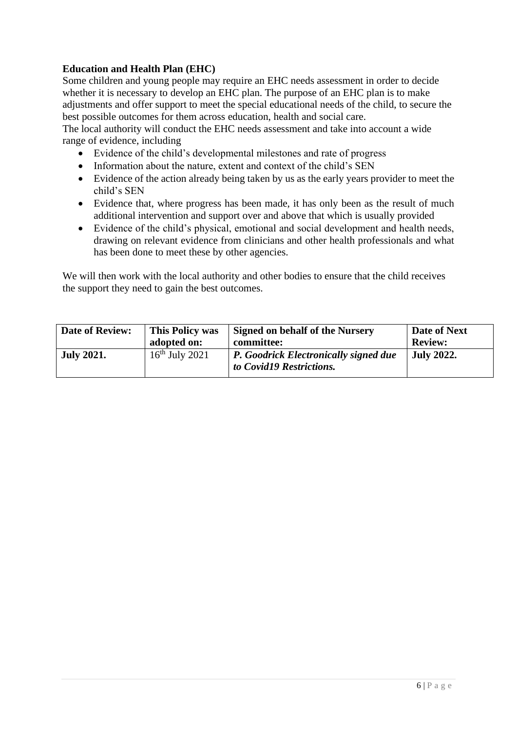**Education and Health Plan (EHC)**

Some children and young people may require an EHC needs assessment in order to decide whether it is necessary to develop an EHC plan. The purpose of an EHC plan is to make adjustments and offer support to meet the special educational needs of the child, to secure the best possible outcomes for them across education, health and social care.

The local authority will conduct the EHC needs assessment and take into account a wide range of evidence, including

- Evidence of the child's developmental milestones and rate of progress
- Information about the nature, extent and context of the child's SEN
- Evidence of the action already being taken by us as the early years provider to meet the child's SEN
- Evidence that, where progress has been made, it has only been as the result of much additional intervention and support over and above that which is usually provided
- Evidence of the child's physical, emotional and social development and health needs, drawing on relevant evidence from clinicians and other health professionals and what has been done to meet these by other agencies.

We will then work with the local authority and other bodies to ensure that the child receives the support they need to gain the best outcomes.

| **Date of Review:** | **This Policy was adopted on:** | **Signed on behalf of the Nursery committee:** | **Date of Next Review:** |
|---|---|---|---|
| **July 2021.** | 16th July 2021 | ***P. Goodrick Electronically signed due to Covid19 Restrictions.*** | **July 2022.** |